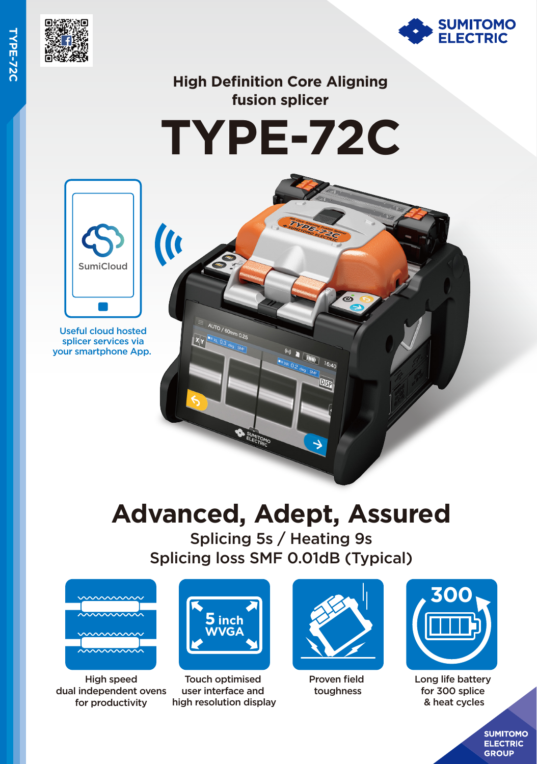# High Definition Core Aligning fusion splicer

# TYPE-72C

SumiCloud

Useful cloud hosted splicer services via your smartphone App.

## Advanced, Adept, Assured

Splicing 5s / Heating 9s

Splicing loss SMF 0.01dB (Typical)

- High speed dual independent ovens for productivity
- 5 inch WVGA — Touch optimised user interface and high resolution display
- Proven field toughness
- 300 — Long life battery for 300 splice & heat cycles

SUMITOMO ELECTRIC GROUP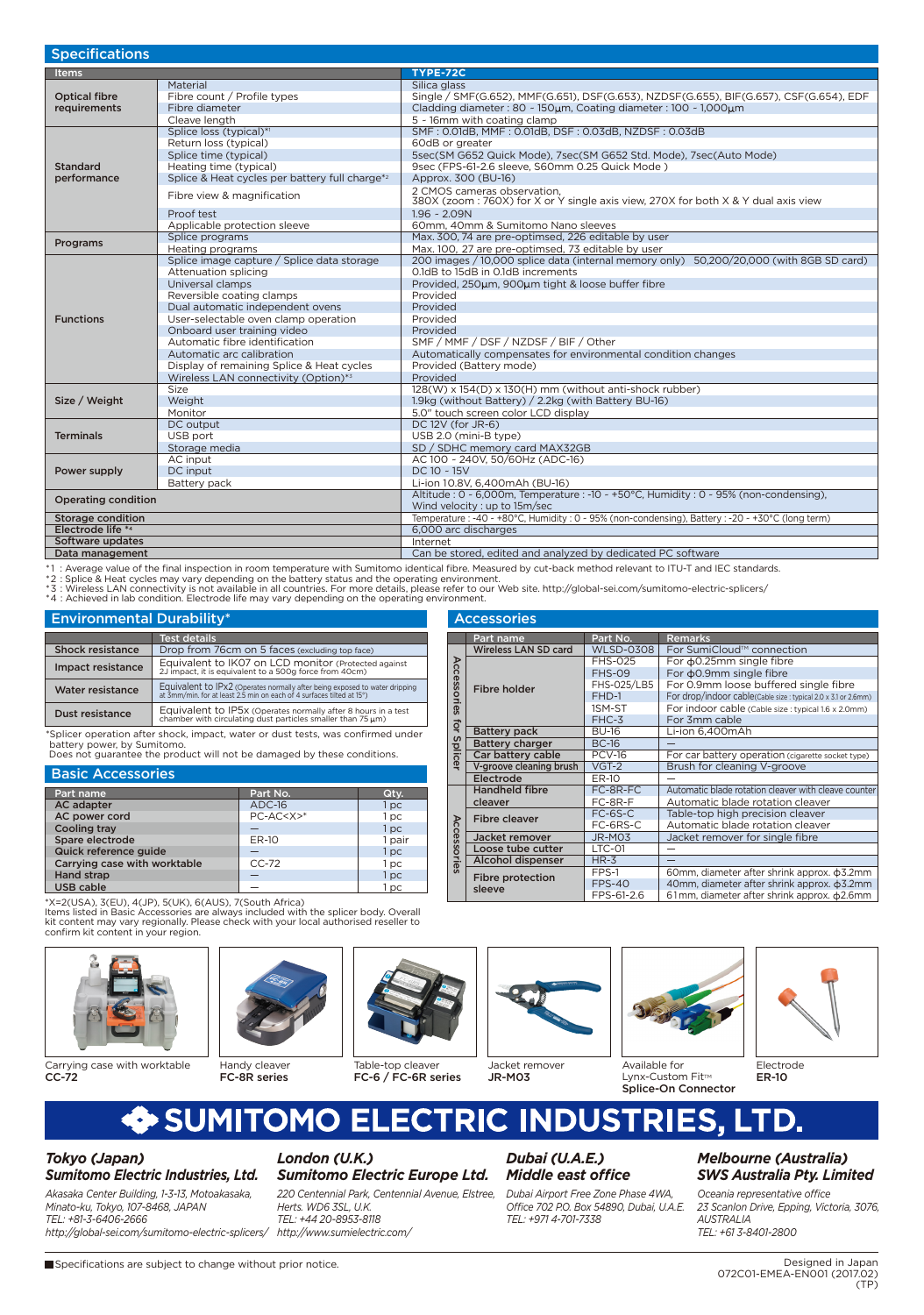## Specifications

| Items | | TYPE-72C |
|---|---|---|
| Optical fibre requirements | Material | Silica glass |
| | Fibre count / Profile types | Single / SMF(G.652), MMF(G.651), DSF(G.653), NZDSF(G.655), BIF(G.657), CSF(G.654), EDF |
| | Fibre diameter | Cladding diameter : 80 - 150µm, Coating diameter : 100 - 1,000µm |
| | Cleave length | 5 - 16mm with coating clamp |
| Standard performance | Splice loss (typical)*1 | SMF : 0.01dB, MMF : 0.01dB, DSF : 0.03dB, NZDSF : 0.03dB |
| | Return loss (typical) | 60dB or greater |
| | Splice time (typical) | 5sec(SM G652 Quick Mode), 7sec(SM G652 Std. Mode), 7sec(Auto Mode) |
| | Heating time (typical) | 9sec (FPS-61-2.6 sleeve, S60mm 0.25 Quick Mode ) |
| | Splice & Heat cycles per battery full charge*2 | Approx. 300 (BU-16) |
| | Fibre view & magnification | 2 CMOS cameras observation, 380X (zoom : 760X) for X or Y single axis view, 270X for both X & Y dual axis view |
| | Proof test | 1.96 - 2.09N |
| | Applicable protection sleeve | 60mm, 40mm & Sumitomo Nano sleeves |
| Programs | Splice programs | Max. 300, 74 are pre-optimsed, 226 editable by user |
| | Heating programs | Max. 100, 27 are pre-optimsed, 73 editable by user |
| Functions | Splice image capture / Splice data storage | 200 images / 10,000 splice data (internal memory only) 50,200/20,000 (with 8GB SD card) |
| | Attenuation splicing | 0.1dB to 15dB in 0.1dB increments |
| | Universal clamps | Provided, 250µm, 900µm tight & loose buffer fibre |
| | Reversible coating clamps | Provided |
| | Dual automatic independent ovens | Provided |
| | User-selectable oven clamp operation | Provided |
| | Onboard user training video | Provided |
| | Automatic fibre identification | SMF / MMF / DSF / NZDSF / BIF / Other |
| | Automatic arc calibration | Automatically compensates for environmental condition changes |
| | Display of remaining Splice & Heat cycles | Provided (Battery mode) |
| | Wireless LAN connectivity (Option)*3 | Provided |
| Size / Weight | Size | 128(W) x 154(D) x 130(H) mm (without anti-shock rubber) |
| | Weight | 1.9kg (without Battery) / 2.2kg (with Battery BU-16) |
| | Monitor | 5.0" touch screen color LCD display |
| Terminals | DC output | DC 12V (for JR-6) |
| | USB port | USB 2.0 (mini-B type) |
| | Storage media | SD / SDHC memory card MAX32GB |
| Power supply | AC input | AC 100 - 240V, 50/60Hz (ADC-16) |
| | DC input | DC 10 - 15V |
| | Battery pack | Li-ion 10.8V, 6,400mAh (BU-16) |
| Operating condition | | Altitude : 0 - 6,000m, Temperature : -10 - +50°C, Humidity : 0 - 95% (non-condensing), Wind velocity : up to 15m/sec |
| Storage condition | | Temperature : -40 - +80°C, Humidity : 0 - 95% (non-condensing), Battery : -20 - +30°C (long term) |
| Electrode life *4 | | 6,000 arc discharges |
| Software updates | | Internet |
| Data management | | Can be stored, edited and analyzed by dedicated PC software |

*1 : Average value of the final inspection in room temperature with Sumitomo identical fibre. Measured by cut-back method relevant to ITU-T and IEC standards.
*2 : Splice & Heat cycles may vary depending on the battery status and the operating environment.
*3 : Wireless LAN connectivity is not available in all countries. For more details, please refer to our Web site. http://global-sei.com/sumitomo-electric-splicers/
*4 : Achieved in lab condition. Electrode life may vary depending on the operating environment.

## Environmental Durability*

| | Test details |
|---|---|
| Shock resistance | Drop from 76cm on 5 faces (excluding top face) |
| Impact resistance | Equivalent to IK07 on LCD monitor (Protected against 2J impact, it is equivalent to a 500g force from 40cm) |
| Water resistance | Equivalent to IPx2 (Operates normally after being exposed to water dripping at 3mm/min. for at least 2.5 min on each of 4 surfaces tilted at 15°) |
| Dust resistance | Equivalent to IP5x (Operates normally after 8 hours in a test chamber with circulating dust particles smaller than 75 µm) |

*Splicer operation after shock, impact, water or dust tests, was confirmed under battery power, by Sumitomo.
Does not guarantee the product will not be damaged by these conditions.

## Basic Accessories

| Part name | Part No. | Qty. |
|---|---|---|
| AC adapter | ADC-16 | 1 pc |
| AC power cord | PC-AC<X>* | 1 pc |
| Cooling tray | — | 1 pc |
| Spare electrode | ER-10 | 1 pair |
| Quick reference guide | — | 1 pc |
| Carrying case with worktable | CC-72 | 1 pc |
| Hand strap | — | 1 pc |
| USB cable | — | 1 pc |

*X=2(USA), 3(EU), 4(JP), 5(UK), 6(AUS), 7(South Africa)
Items listed in Basic Accessories are always included with the splicer body. Overall kit content may vary regionally. Please check with your local authorised reseller to confirm kit content in your region.

## Accessories

| | Part name | Part No. | Remarks |
|---|---|---|---|
| Accessories for Splicer | Wireless LAN SD card | WLSD-0308 | For SumiCloud™ connection |
| | Fibre holder | FHS-025 | For ϕ0.25mm single fibre |
| | | FHS-09 | For ϕ0.9mm single fibre |
| | | FHS-025/LB5 | For 0.9mm loose buffered single fibre |
| | | FHD-1 | For drop/indoor cable (Cable size : typical 2.0 x 3.1 or 2.6mm) |
| | | 1SM-ST | For indoor cable (Cable size : typical 1.6 x 2.0mm) |
| | | FHC-3 | For 3mm cable |
| | Battery pack | BU-16 | Li-ion 6,400mAh |
| | Battery charger | BC-16 | — |
| | Car battery cable | PCV-16 | For car battery operation (cigarette socket type) |
| | V-groove cleaning brush | VGT-2 | Brush for cleaning V-groove |
| | Electrode | ER-10 | — |
| Accessories | Handheld fibre cleaver | FC-8R-FC | Automatic blade rotation cleaver with cleave counter |
| | | FC-8R-F | Automatic blade rotation cleaver |
| | Fibre cleaver | FC-6S-C | Table-top high precision cleaver |
| | | FC-6RS-C | Automatic blade rotation cleaver |
| | Jacket remover | JR-M03 | Jacket remover for single fibre |
| | Loose tube cutter | LTC-01 | — |
| | Alcohol dispenser | HR-3 | — |
| | Fibre protection sleeve | FPS-1 | 60mm, diameter after shrink approx. ϕ3.2mm |
| | | FPS-40 | 40mm, diameter after shrink approx. ϕ3.2mm |
| | | FPS-61-2.6 | 61mm, diameter after shrink approx. ϕ2.6mm |

Carrying case with worktable
**CC-72**

Handy cleaver
**FC-8R series**

Table-top cleaver
**FC-6 / FC-6R series**

Jacket remover
**JR-M03**

Available for
Lynx-Custom Fit™
**Splice-On Connector**

Electrode
**ER-10**

# SUMITOMO ELECTRIC INDUSTRIES, LTD.

***Tokyo (Japan)***
***Sumitomo Electric Industries, Ltd.***
*Akasaka Center Building, 1-3-13, Motoakasaka, Minato-ku, Tokyo, 107-8468, JAPAN*
*TEL: +81-3-6406-2666*
*http://global-sei.com/sumitomo-electric-splicers/*

***London (U.K.)***
***Sumitomo Electric Europe Ltd.***
*220 Centennial Park, Centennial Avenue, Elstree, Herts. WD6 3SL, U.K.*
*TEL: +44 20-8953-8118*
*http://www.sumielectric.com/*

***Dubai (U.A.E.)***
***Middle east office***
*Dubai Airport Free Zone Phase 4WA, Office 702 P.O. Box 54890, Dubai, U.A.E.*
*TEL: +971 4-701-7338*

***Melbourne (Australia)***
***SWS Australia Pty. Limited***
*Oceania representative office*
*23 Scanlon Drive, Epping, Victoria, 3076, AUSTRALIA*
*TEL: +61 3-8401-2800*

■ Specifications are subject to change without prior notice.

Designed in Japan
072C01-EMEA-EN001 (2017.02)
(TP)